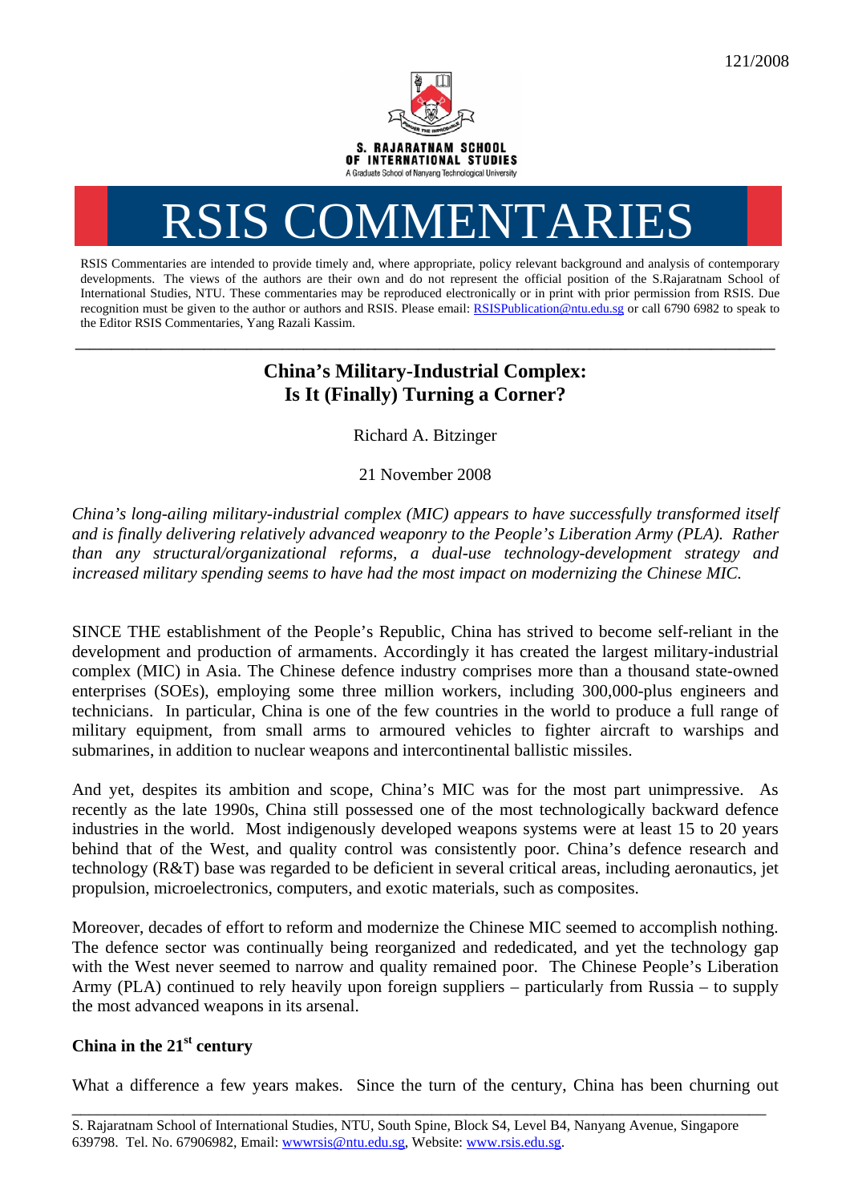121/2008

S. RAJARATNAM SCHOOL OF INTERNATIONAL STUDIES
A Graduate School of Nanyang Technological University

# RSIS COMMENTARIES

RSIS Commentaries are intended to provide timely and, where appropriate, policy relevant background and analysis of contemporary developments. The views of the authors are their own and do not represent the official position of the S.Rajaratnam School of International Studies, NTU. These commentaries may be reproduced electronically or in print with prior permission from RSIS. Due recognition must be given to the author or authors and RSIS. Please email: RSISPublication@ntu.edu.sg or call 6790 6982 to speak to the Editor RSIS Commentaries, Yang Razali Kassim.

---

## China's Military-Industrial Complex: Is It (Finally) Turning a Corner?

Richard A. Bitzinger

21 November 2008

*China's long-ailing military-industrial complex (MIC) appears to have successfully transformed itself and is finally delivering relatively advanced weaponry to the People's Liberation Army (PLA). Rather than any structural/organizational reforms, a dual-use technology-development strategy and increased military spending seems to have had the most impact on modernizing the Chinese MIC.*

SINCE THE establishment of the People's Republic, China has strived to become self-reliant in the development and production of armaments. Accordingly it has created the largest military-industrial complex (MIC) in Asia. The Chinese defence industry comprises more than a thousand state-owned enterprises (SOEs), employing some three million workers, including 300,000-plus engineers and technicians. In particular, China is one of the few countries in the world to produce a full range of military equipment, from small arms to armoured vehicles to fighter aircraft to warships and submarines, in addition to nuclear weapons and intercontinental ballistic missiles.

And yet, despites its ambition and scope, China's MIC was for the most part unimpressive. As recently as the late 1990s, China still possessed one of the most technologically backward defence industries in the world. Most indigenously developed weapons systems were at least 15 to 20 years behind that of the West, and quality control was consistently poor. China's defence research and technology (R&T) base was regarded to be deficient in several critical areas, including aeronautics, jet propulsion, microelectronics, computers, and exotic materials, such as composites.

Moreover, decades of effort to reform and modernize the Chinese MIC seemed to accomplish nothing. The defence sector was continually being reorganized and rededicated, and yet the technology gap with the West never seemed to narrow and quality remained poor. The Chinese People's Liberation Army (PLA) continued to rely heavily upon foreign suppliers – particularly from Russia – to supply the most advanced weapons in its arsenal.

### China in the 21st century

What a difference a few years makes. Since the turn of the century, China has been churning out

---

S. Rajaratnam School of International Studies, NTU, South Spine, Block S4, Level B4, Nanyang Avenue, Singapore 639798. Tel. No. 67906982, Email: wwwrsis@ntu.edu.sg, Website: www.rsis.edu.sg.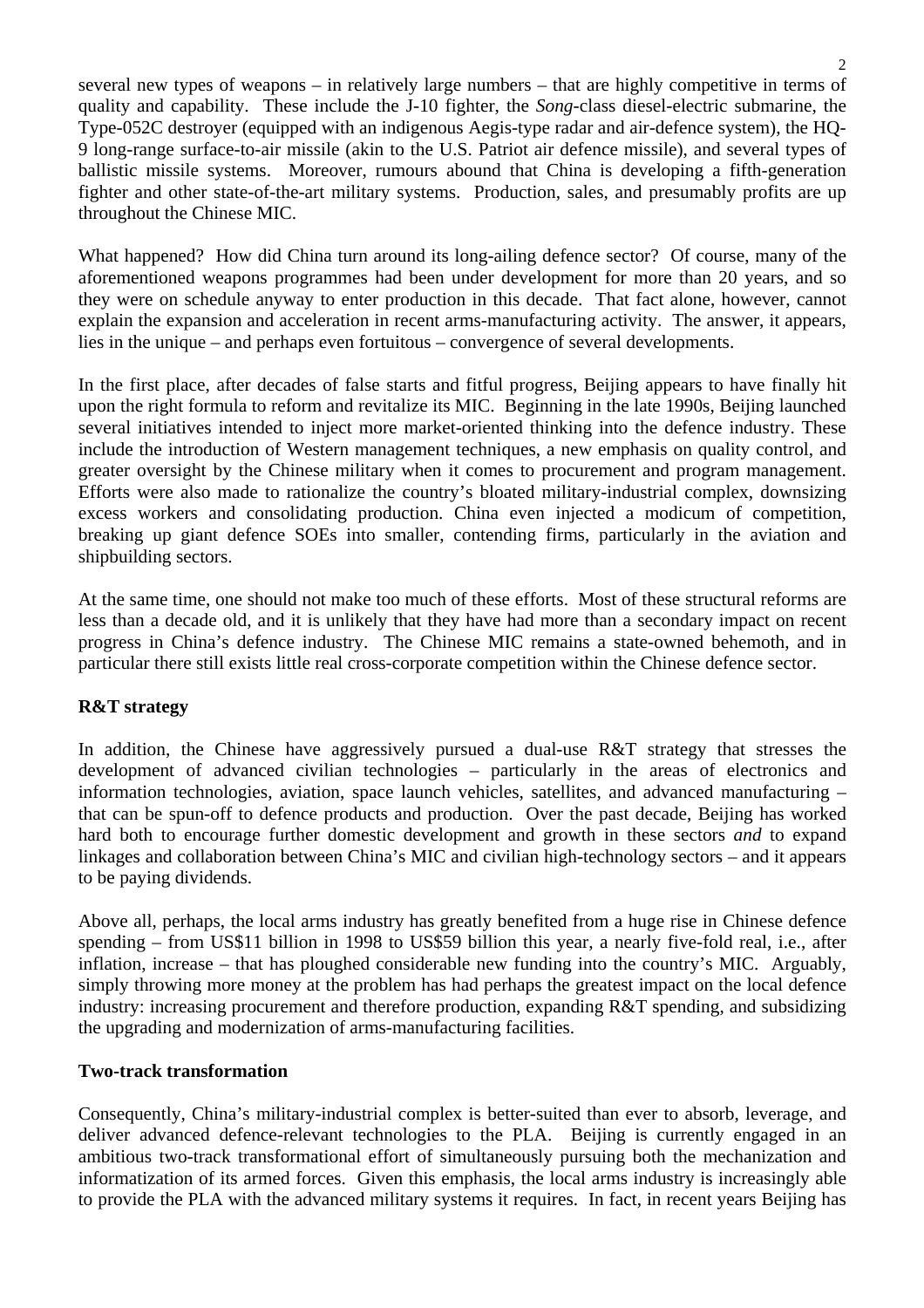several new types of weapons – in relatively large numbers – that are highly competitive in terms of quality and capability. These include the J-10 fighter, the *Song*-class diesel-electric submarine, the Type-052C destroyer (equipped with an indigenous Aegis-type radar and air-defence system), the HQ-9 long-range surface-to-air missile (akin to the U.S. Patriot air defence missile), and several types of ballistic missile systems. Moreover, rumours abound that China is developing a fifth-generation fighter and other state-of-the-art military systems. Production, sales, and presumably profits are up throughout the Chinese MIC.

What happened? How did China turn around its long-ailing defence sector? Of course, many of the aforementioned weapons programmes had been under development for more than 20 years, and so they were on schedule anyway to enter production in this decade. That fact alone, however, cannot explain the expansion and acceleration in recent arms-manufacturing activity. The answer, it appears, lies in the unique – and perhaps even fortuitous – convergence of several developments.

In the first place, after decades of false starts and fitful progress, Beijing appears to have finally hit upon the right formula to reform and revitalize its MIC. Beginning in the late 1990s, Beijing launched several initiatives intended to inject more market-oriented thinking into the defence industry. These include the introduction of Western management techniques, a new emphasis on quality control, and greater oversight by the Chinese military when it comes to procurement and program management. Efforts were also made to rationalize the country's bloated military-industrial complex, downsizing excess workers and consolidating production. China even injected a modicum of competition, breaking up giant defence SOEs into smaller, contending firms, particularly in the aviation and shipbuilding sectors.

At the same time, one should not make too much of these efforts. Most of these structural reforms are less than a decade old, and it is unlikely that they have had more than a secondary impact on recent progress in China's defence industry. The Chinese MIC remains a state-owned behemoth, and in particular there still exists little real cross-corporate competition within the Chinese defence sector.

**R&T strategy**

In addition, the Chinese have aggressively pursued a dual-use R&T strategy that stresses the development of advanced civilian technologies – particularly in the areas of electronics and information technologies, aviation, space launch vehicles, satellites, and advanced manufacturing – that can be spun-off to defence products and production. Over the past decade, Beijing has worked hard both to encourage further domestic development and growth in these sectors *and* to expand linkages and collaboration between China's MIC and civilian high-technology sectors – and it appears to be paying dividends.

Above all, perhaps, the local arms industry has greatly benefited from a huge rise in Chinese defence spending – from US$11 billion in 1998 to US$59 billion this year, a nearly five-fold real, i.e., after inflation, increase – that has ploughed considerable new funding into the country's MIC. Arguably, simply throwing more money at the problem has had perhaps the greatest impact on the local defence industry: increasing procurement and therefore production, expanding R&T spending, and subsidizing the upgrading and modernization of arms-manufacturing facilities.

**Two-track transformation**

Consequently, China's military-industrial complex is better-suited than ever to absorb, leverage, and deliver advanced defence-relevant technologies to the PLA. Beijing is currently engaged in an ambitious two-track transformational effort of simultaneously pursuing both the mechanization and informatization of its armed forces. Given this emphasis, the local arms industry is increasingly able to provide the PLA with the advanced military systems it requires. In fact, in recent years Beijing has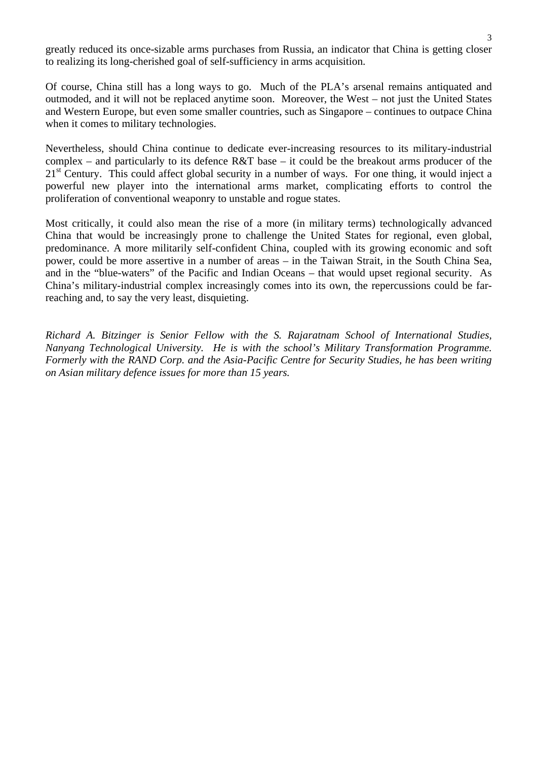greatly reduced its once-sizable arms purchases from Russia, an indicator that China is getting closer to realizing its long-cherished goal of self-sufficiency in arms acquisition.

Of course, China still has a long ways to go. Much of the PLA's arsenal remains antiquated and outmoded, and it will not be replaced anytime soon. Moreover, the West – not just the United States and Western Europe, but even some smaller countries, such as Singapore – continues to outpace China when it comes to military technologies.

Nevertheless, should China continue to dedicate ever-increasing resources to its military-industrial complex – and particularly to its defence R&T base – it could be the breakout arms producer of the 21st Century. This could affect global security in a number of ways. For one thing, it would inject a powerful new player into the international arms market, complicating efforts to control the proliferation of conventional weaponry to unstable and rogue states.

Most critically, it could also mean the rise of a more (in military terms) technologically advanced China that would be increasingly prone to challenge the United States for regional, even global, predominance. A more militarily self-confident China, coupled with its growing economic and soft power, could be more assertive in a number of areas – in the Taiwan Strait, in the South China Sea, and in the "blue-waters" of the Pacific and Indian Oceans – that would upset regional security. As China's military-industrial complex increasingly comes into its own, the repercussions could be far-reaching and, to say the very least, disquieting.

*Richard A. Bitzinger is Senior Fellow with the S. Rajaratnam School of International Studies, Nanyang Technological University. He is with the school's Military Transformation Programme. Formerly with the RAND Corp. and the Asia-Pacific Centre for Security Studies, he has been writing on Asian military defence issues for more than 15 years.*